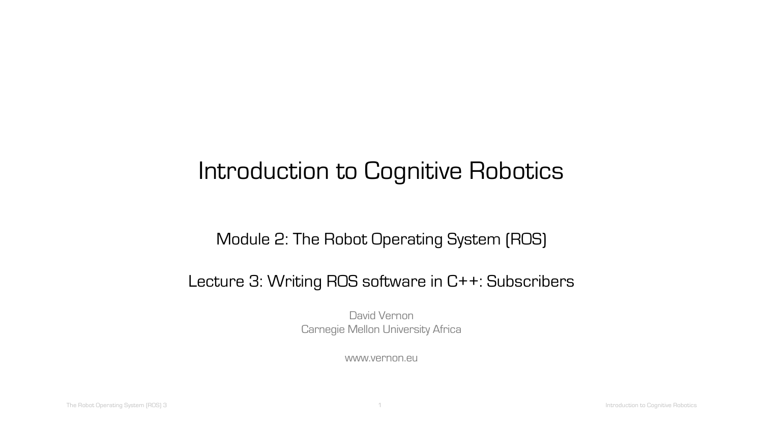# Introduction to Cognitive Robotics

## Module 2: The Robot Operating System (ROS)

## Lecture 3: Writing ROS software in C++: Subscribers

David Vernon
Carnegie Mellon University Africa

www.vernon.eu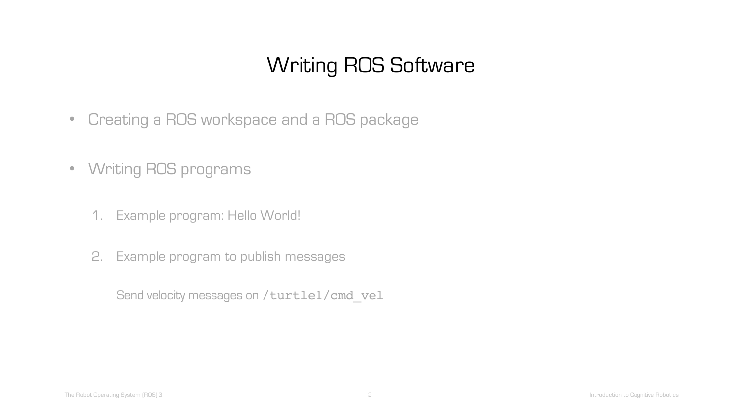# Writing ROS Software

- Creating a ROS workspace and a ROS package
- Writing ROS programs

  1. Example program: Hello World!
  2. Example program to publish messages

     Send velocity messages on `/turtle1/cmd_vel`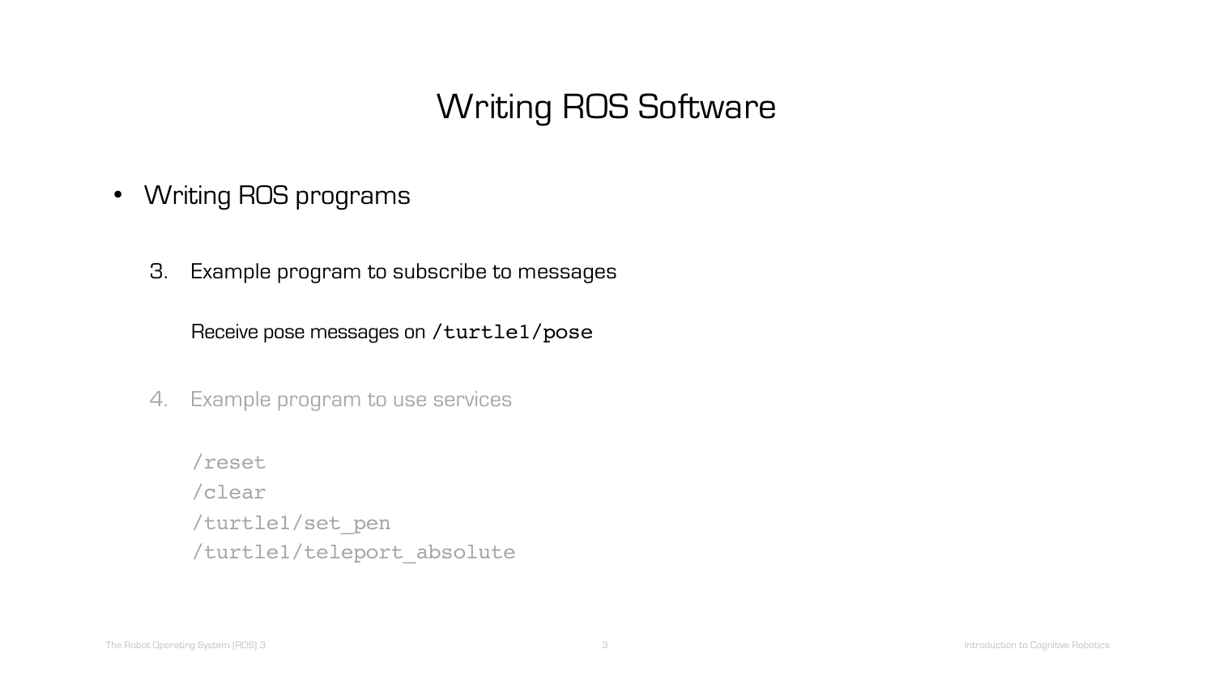# Writing ROS Software

- Writing ROS programs

   3. Example program to subscribe to messages

      Receive pose messages on `/turtle1/pose`

   4. Example program to use services

      ```
      /reset
      /clear
      /turtle1/set_pen
      /turtle1/teleport_absolute
      ```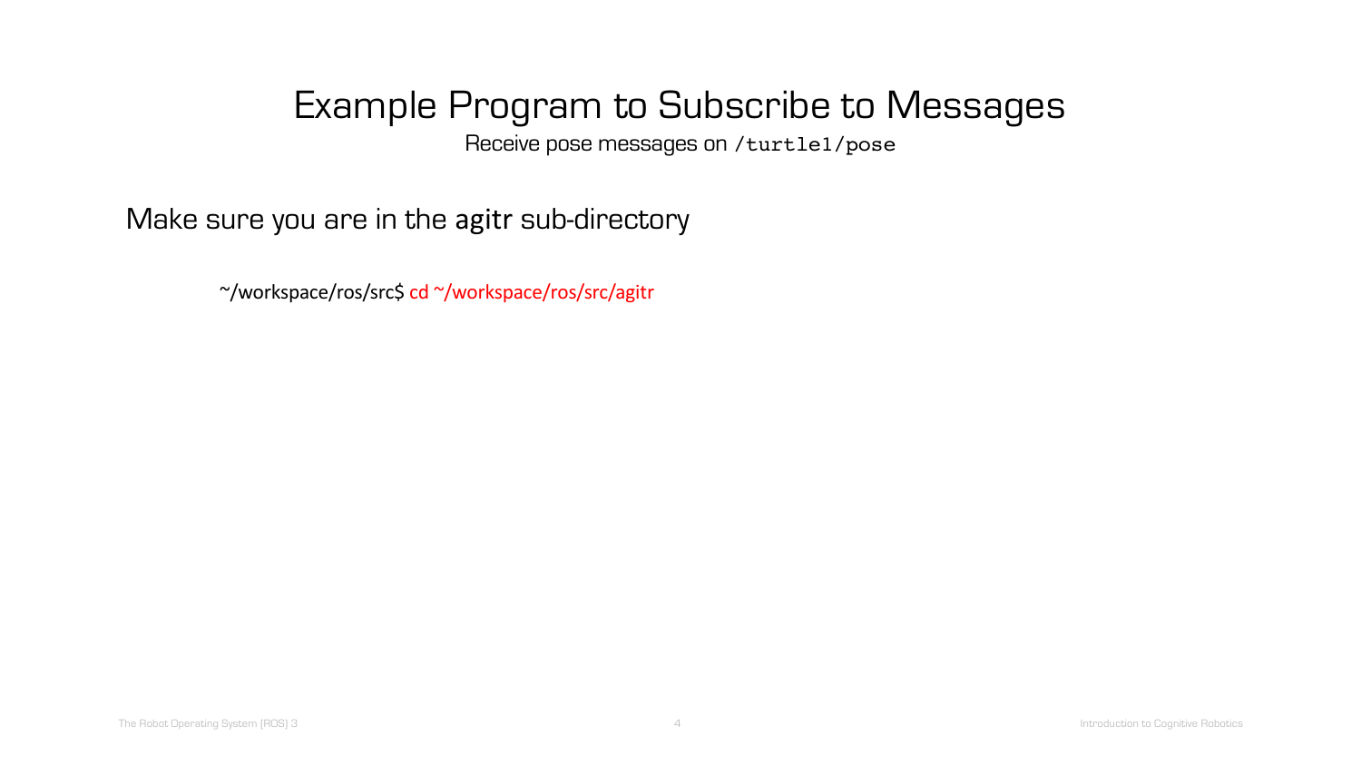# Example Program to Subscribe to Messages

Receive pose messages on `/turtle1/pose`

Make sure you are in the **agitr** sub-directory

```
~/workspace/ros/src$ cd ~/workspace/ros/src/agitr
```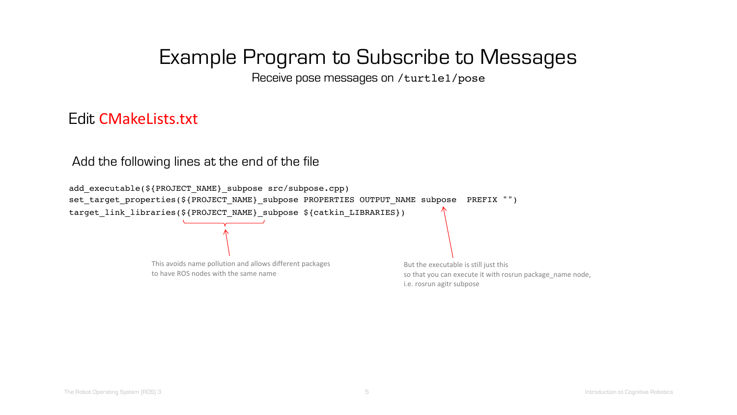# Example Program to Subscribe to Messages

Receive pose messages on `/turtle1/pose`

## Edit CMakeLists.txt

Add the following lines at the end of the file

```
add_executable(${PROJECT_NAME}_subpose src/subpose.cpp)
set_target_properties(${PROJECT_NAME}_subpose PROPERTIES OUTPUT_NAME subpose  PREFIX "")
target_link_libraries(${PROJECT_NAME}_subpose ${catkin_LIBRARIES})
```

This avoids name pollution and allows different packages to have ROS nodes with the same name

But the executable is still just this so that you can execute it with rosrun package_name node, i.e. rosrun agitr subpose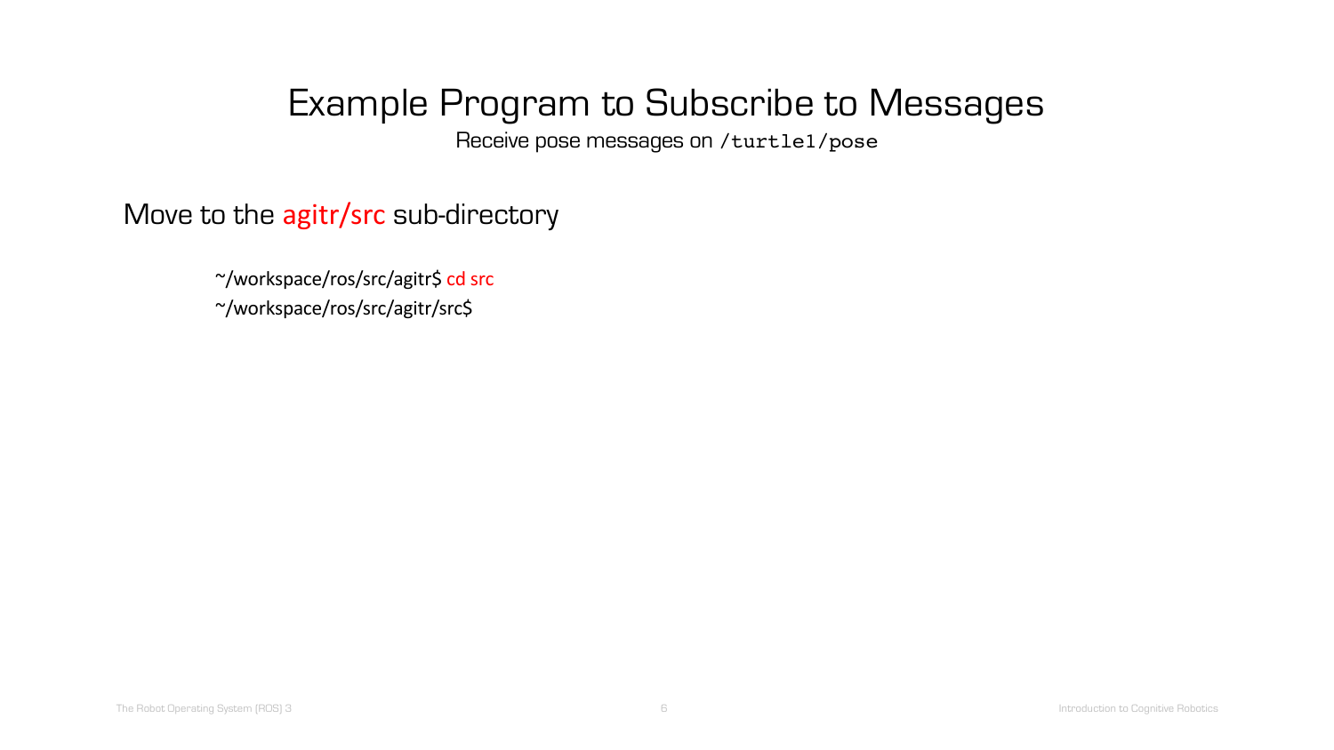# Example Program to Subscribe to Messages

Receive pose messages on `/turtle1/pose`

Move to the agitr/src sub-directory

```
~/workspace/ros/src/agitr$ cd src
~/workspace/ros/src/agitr/src$
```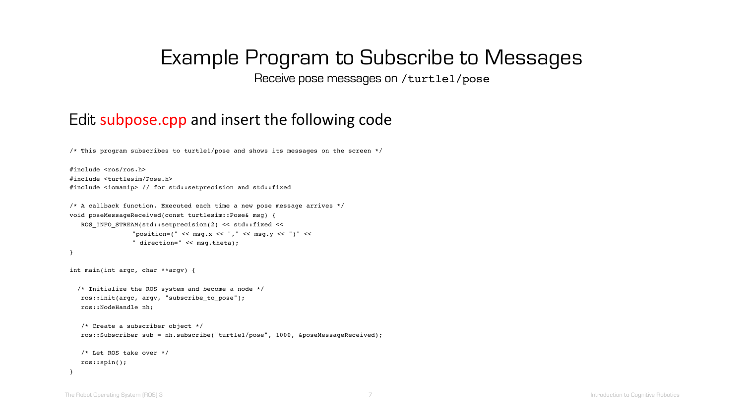# Example Program to Subscribe to Messages

Receive pose messages on `/turtle1/pose`

## Edit subpose.cpp and insert the following code

```
/* This program subscribes to turtle1/pose and shows its messages on the screen */

#include <ros/ros.h>
#include <turtlesim/Pose.h>
#include <iomanip> // for std::setprecision and std::fixed

/* A callback function. Executed each time a new pose message arrives */
void poseMessageReceived(const turtlesim::Pose& msg) {
   ROS_INFO_STREAM(std::setprecision(2) << std::fixed <<
                "position=(" << msg.x << "," << msg.y << ")" <<
                " direction=" << msg.theta);
}

int main(int argc, char **argv) {

  /* Initialize the ROS system and become a node */
   ros::init(argc, argv, "subscribe_to_pose");
   ros::NodeHandle nh;

   /* Create a subscriber object */
   ros::Subscriber sub = nh.subscribe("turtle1/pose", 1000, &poseMessageReceived);

   /* Let ROS take over */
   ros::spin();
}
```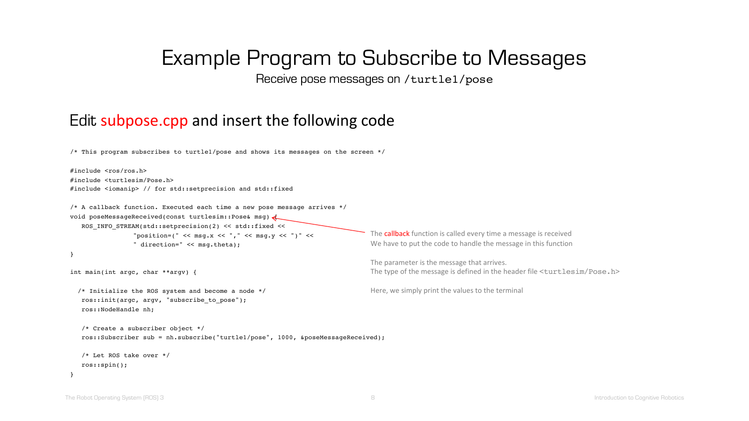# Example Program to Subscribe to Messages

Receive pose messages on `/turtle1/pose`

## Edit subpose.cpp and insert the following code

```
/* This program subscribes to turtle1/pose and shows its messages on the screen */

#include <ros/ros.h>
#include <turtlesim/Pose.h>
#include <iomanip> // for std::setprecision and std::fixed

/* A callback function. Executed each time a new pose message arrives */
void poseMessageReceived(const turtlesim::Pose& msg) {
   ROS_INFO_STREAM(std::setprecision(2) << std::fixed <<
                "position=(" << msg.x << "," << msg.y << ")" <<
                " direction=" << msg.theta);
}

int main(int argc, char **argv) {

  /* Initialize the ROS system and become a node */
   ros::init(argc, argv, "subscribe_to_pose");
   ros::NodeHandle nh;

   /* Create a subscriber object */
   ros::Subscriber sub = nh.subscribe("turtle1/pose", 1000, &poseMessageReceived);

   /* Let ROS take over */
   ros::spin();
}
```

The callback function is called every time a message is received
We have to put the code to handle the message in this function

The parameter is the message that arrives.
The type of the message is defined in the header file `<turtlesim/Pose.h>`

Here, we simply print the values to the terminal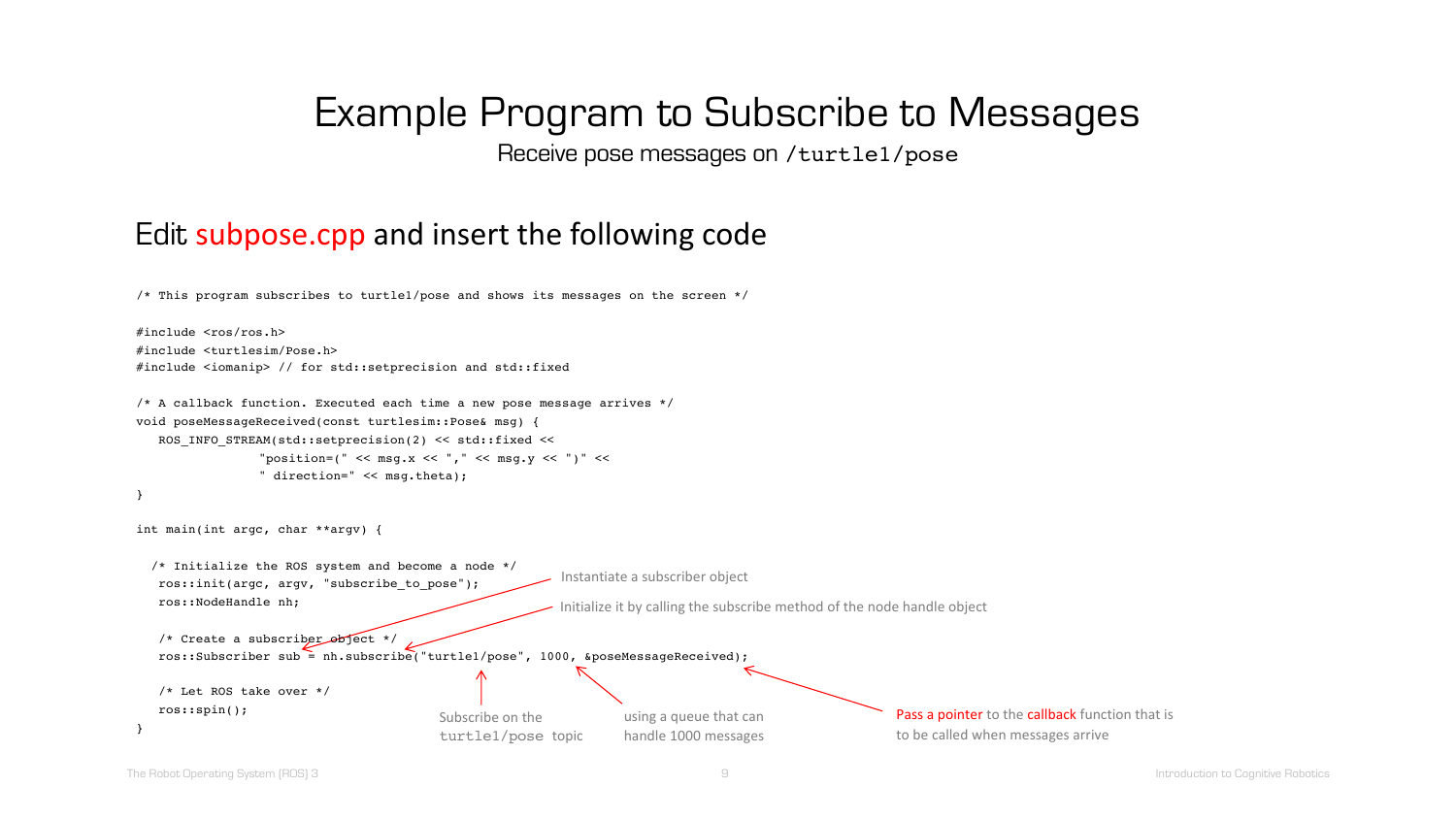# Example Program to Subscribe to Messages

Receive pose messages on `/turtle1/pose`

## Edit subpose.cpp and insert the following code

```
/* This program subscribes to turtle1/pose and shows its messages on the screen */

#include <ros/ros.h>
#include <turtlesim/Pose.h>
#include <iomanip> // for std::setprecision and std::fixed

/* A callback function. Executed each time a new pose message arrives */
void poseMessageReceived(const turtlesim::Pose& msg) {
   ROS_INFO_STREAM(std::setprecision(2) << std::fixed <<
                "position=(" << msg.x << "," << msg.y << ")" <<
                " direction=" << msg.theta);
}

int main(int argc, char **argv) {

  /* Initialize the ROS system and become a node */
   ros::init(argc, argv, "subscribe_to_pose");
   ros::NodeHandle nh;

   /* Create a subscriber object */
   ros::Subscriber sub = nh.subscribe("turtle1/pose", 1000, &poseMessageReceived);

   /* Let ROS take over */
   ros::spin();
}
```

- Instantiate a subscriber object
- Initialize it by calling the subscribe method of the node handle object
- Subscribe on the `turtle1/pose` topic
- using a queue that can handle 1000 messages
- Pass a pointer to the callback function that is to be called when messages arrive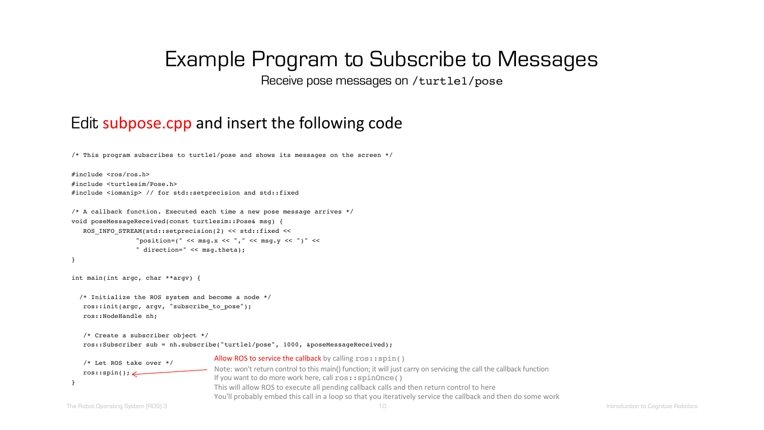# Example Program to Subscribe to Messages

Receive pose messages on `/turtle1/pose`

## Edit subpose.cpp and insert the following code

```
/* This program subscribes to turtle1/pose and shows its messages on the screen */

#include <ros/ros.h>
#include <turtlesim/Pose.h>
#include <iomanip> // for std::setprecision and std::fixed

/* A callback function. Executed each time a new pose message arrives */
void poseMessageReceived(const turtlesim::Pose& msg) {
   ROS_INFO_STREAM(std::setprecision(2) << std::fixed <<
                "position=(" << msg.x << "," << msg.y << ")" <<
                " direction=" << msg.theta);
}

int main(int argc, char **argv) {

  /* Initialize the ROS system and become a node */
   ros::init(argc, argv, "subscribe_to_pose");
   ros::NodeHandle nh;

   /* Create a subscriber object */
   ros::Subscriber sub = nh.subscribe("turtle1/pose", 1000, &poseMessageReceived);

   /* Let ROS take over */
   ros::spin();
}
```

Allow ROS to service the callback by calling `ros::spin()`

Note: won't return control to this main() function; it will just carry on servicing the call the callback function

If you want to do more work here, call `ros::spinOnce()`

This will allow ROS to execute all pending callback calls and then return control to here

You'll probably embed this call in a loop so that you iteratively service the callback and then do some work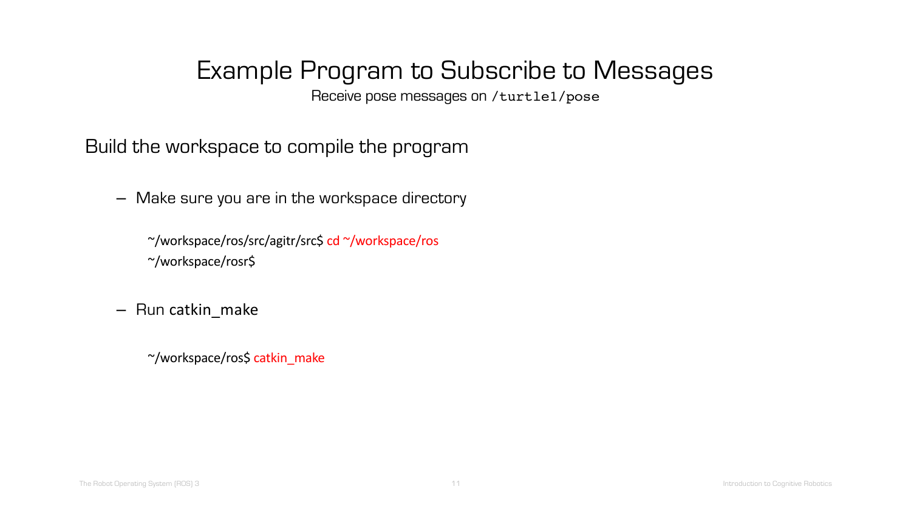# Example Program to Subscribe to Messages

Receive pose messages on `/turtle1/pose`

Build the workspace to compile the program

- Make sure you are in the workspace directory

```
~/workspace/ros/src/agitr/src$ cd ~/workspace/ros
~/workspace/rosr$
```

- Run catkin_make

```
~/workspace/ros$ catkin_make
```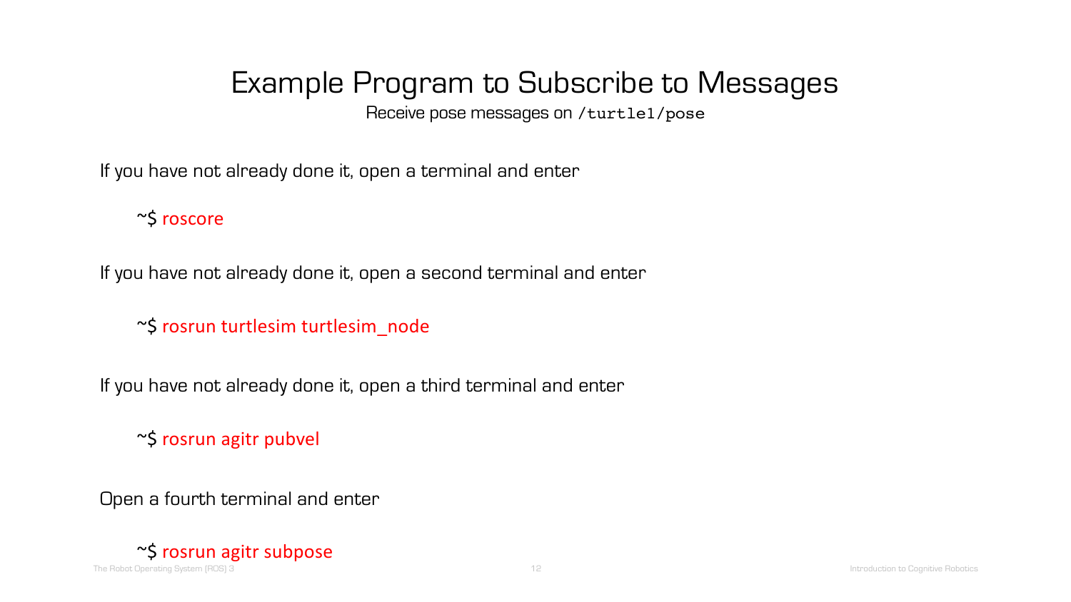# Example Program to Subscribe to Messages

Receive pose messages on `/turtle1/pose`

If you have not already done it, open a terminal and enter

```
~$ roscore
```

If you have not already done it, open a second terminal and enter

```
~$ rosrun turtlesim turtlesim_node
```

If you have not already done it, open a third terminal and enter

```
~$ rosrun agitr pubvel
```

Open a fourth terminal and enter

```
~$ rosrun agitr subpose
```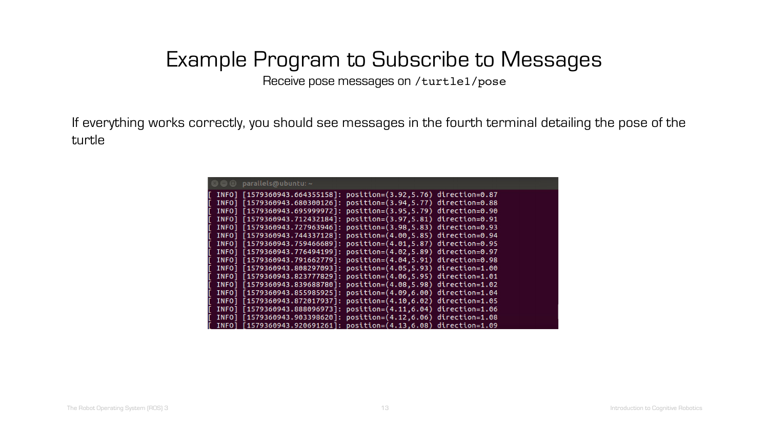# Example Program to Subscribe to Messages

Receive pose messages on `/turtle1/pose`

If everything works correctly, you should see messages in the fourth terminal detailing the pose of the turtle

```
parallels@ubuntu: ~
[ INFO] [1579360943.664355158]: position=(3.92,5.76) direction=0.87
[ INFO] [1579360943.680300126]: position=(3.94,5.77) direction=0.88
[ INFO] [1579360943.695999972]: position=(3.95,5.79) direction=0.90
[ INFO] [1579360943.712432184]: position=(3.97,5.81) direction=0.91
[ INFO] [1579360943.727963946]: position=(3.98,5.83) direction=0.93
[ INFO] [1579360943.744337128]: position=(4.00,5.85) direction=0.94
[ INFO] [1579360943.759466689]: position=(4.01,5.87) direction=0.95
[ INFO] [1579360943.776494199]: position=(4.02,5.89) direction=0.97
[ INFO] [1579360943.791662779]: position=(4.04,5.91) direction=0.98
[ INFO] [1579360943.808297093]: position=(4.05,5.93) direction=1.00
[ INFO] [1579360943.823777829]: position=(4.06,5.95) direction=1.01
[ INFO] [1579360943.839688780]: position=(4.08,5.98) direction=1.02
[ INFO] [1579360943.855985925]: position=(4.09,6.00) direction=1.04
[ INFO] [1579360943.872017937]: position=(4.10,6.02) direction=1.05
[ INFO] [1579360943.888096973]: position=(4.11,6.04) direction=1.06
[ INFO] [1579360943.903398620]: position=(4.12,6.06) direction=1.08
[ INFO] [1579360943.920691261]: position=(4.13,6.08) direction=1.09
```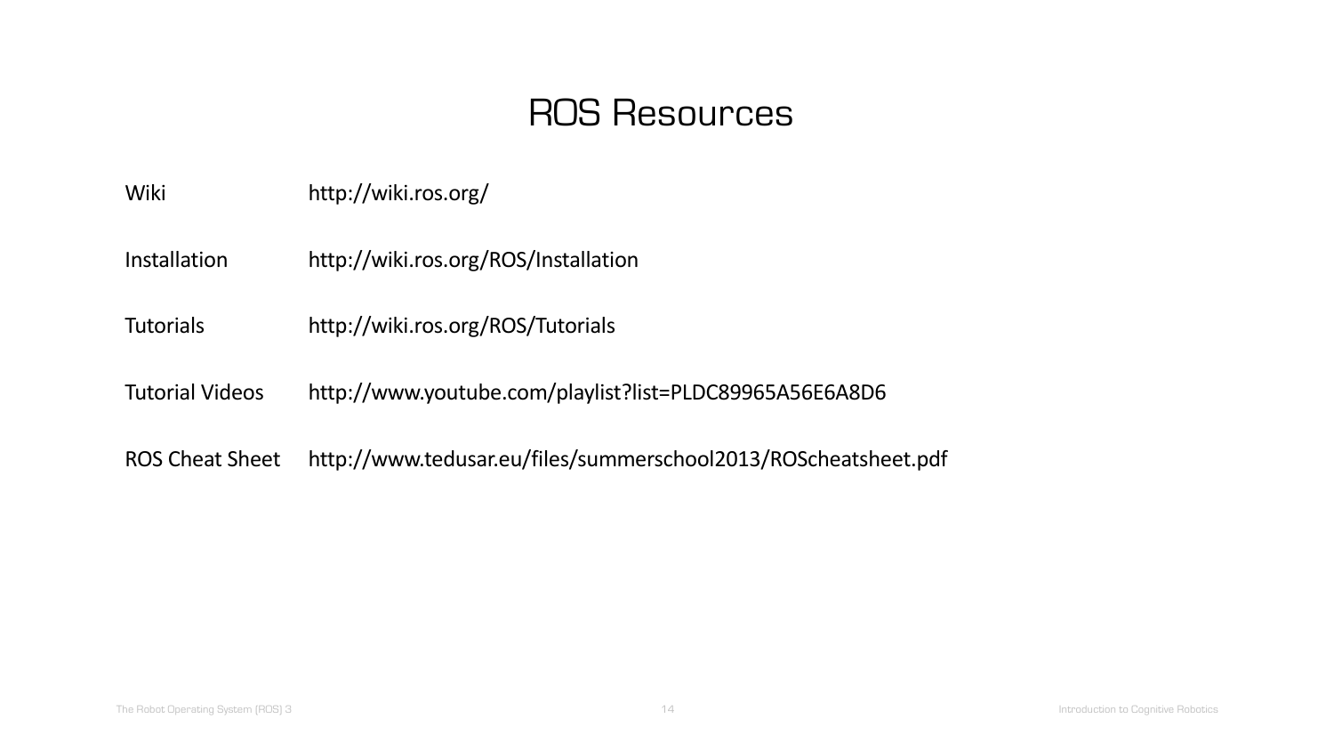# ROS Resources

| | |
|---|---|
| Wiki | http://wiki.ros.org/ |
| Installation | http://wiki.ros.org/ROS/Installation |
| Tutorials | http://wiki.ros.org/ROS/Tutorials |
| Tutorial Videos | http://www.youtube.com/playlist?list=PLDC89965A56E6A8D6 |
| ROS Cheat Sheet | http://www.tedusar.eu/files/summerschool2013/ROScheatsheet.pdf |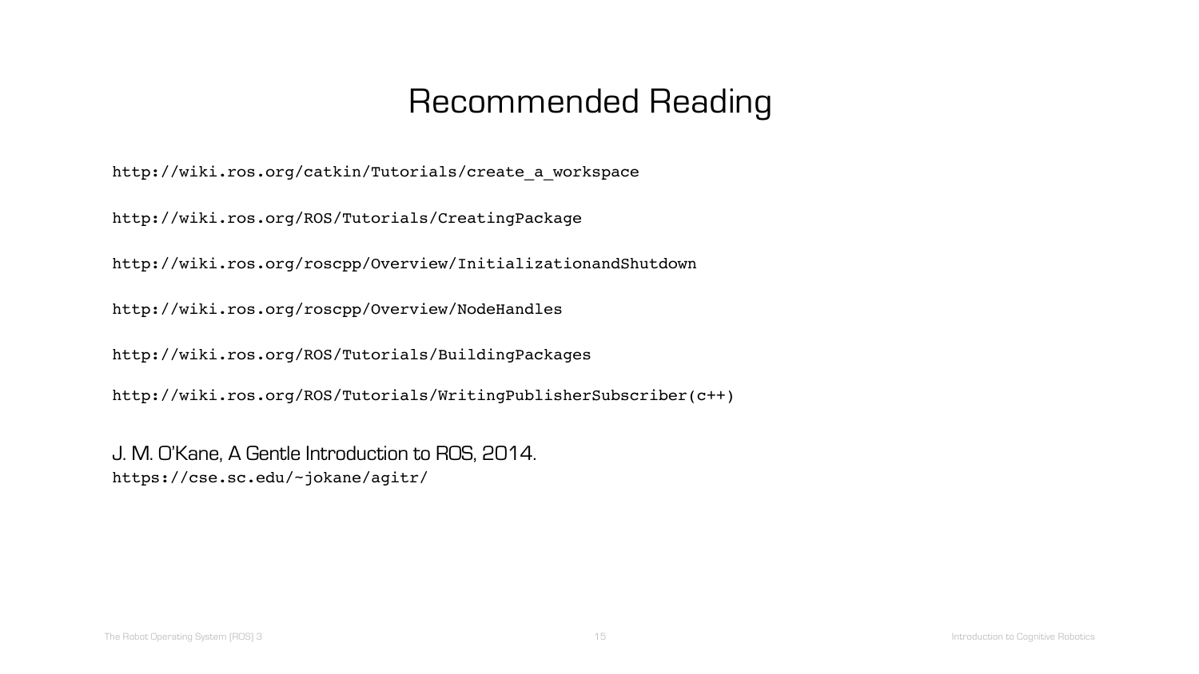# Recommended Reading

http://wiki.ros.org/catkin/Tutorials/create_a_workspace

http://wiki.ros.org/ROS/Tutorials/CreatingPackage

http://wiki.ros.org/roscpp/Overview/InitializationandShutdown

http://wiki.ros.org/roscpp/Overview/NodeHandles

http://wiki.ros.org/ROS/Tutorials/BuildingPackages

http://wiki.ros.org/ROS/Tutorials/WritingPublisherSubscriber(c++)

J. M. O'Kane, A Gentle Introduction to ROS, 2014.
https://cse.sc.edu/~jokane/agitr/